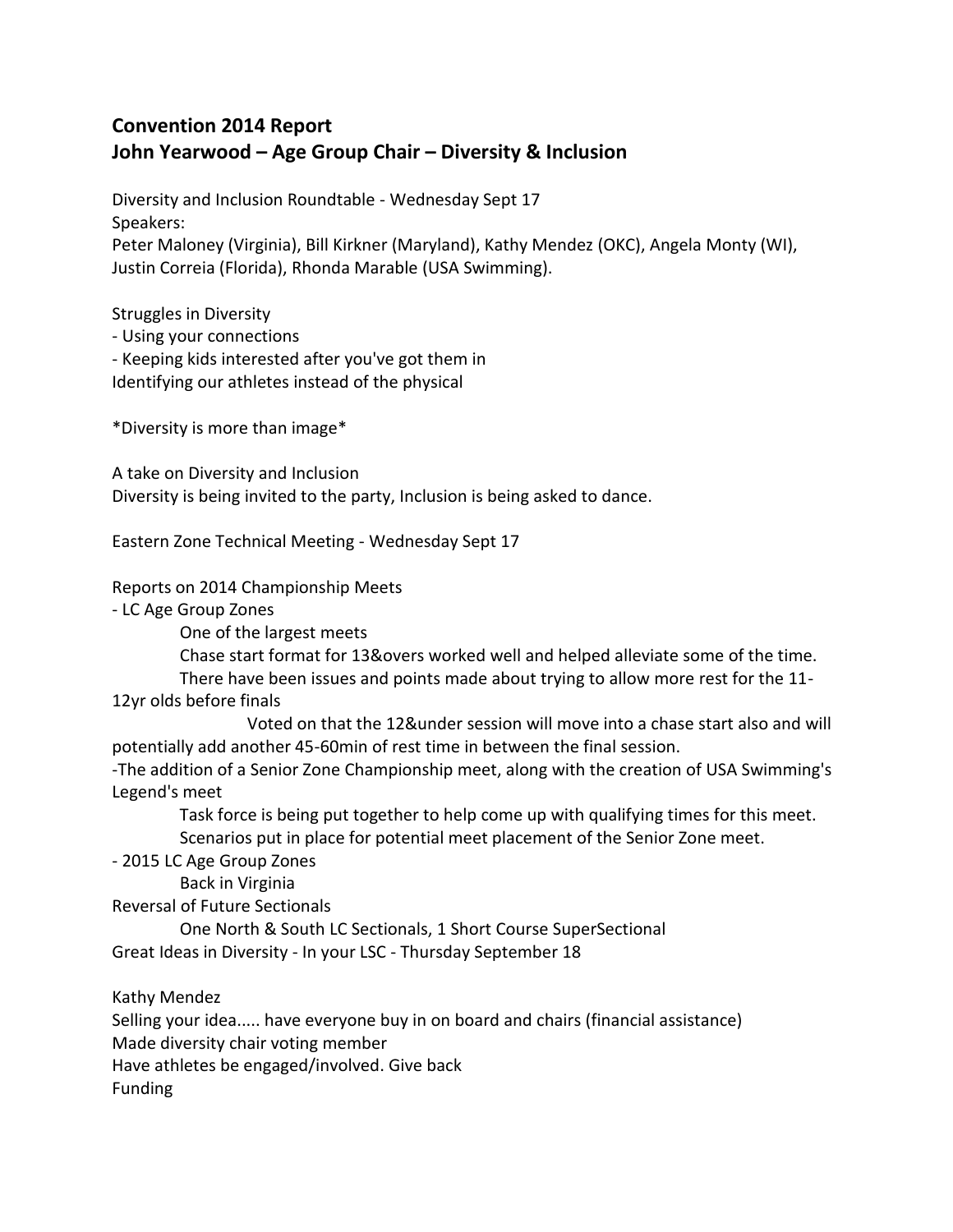**Convention 2014 Report**
**John Yearwood – Age Group Chair – Diversity & Inclusion**

Diversity and Inclusion Roundtable - Wednesday Sept 17
Speakers:
Peter Maloney (Virginia), Bill Kirkner (Maryland), Kathy Mendez (OKC), Angela Monty (WI), Justin Correia (Florida), Rhonda Marable (USA Swimming).

Struggles in Diversity
- Using your connections
- Keeping kids interested after you've got them in

Identifying our athletes instead of the physical

*Diversity is more than image*

A take on Diversity and Inclusion
Diversity is being invited to the party, Inclusion is being asked to dance.

Eastern Zone Technical Meeting - Wednesday Sept 17

Reports on 2014 Championship Meets
- LC Age Group Zones
    - One of the largest meets
    - Chase start format for 13&overs worked well and helped alleviate some of the time.
    - There have been issues and points made about trying to allow more rest for the 11-12yr olds before finals
        - Voted on that the 12&under session will move into a chase start also and will potentially add another 45-60min of rest time in between the final session.
- The addition of a Senior Zone Championship meet, along with the creation of USA Swimming's Legend's meet
    - Task force is being put together to help come up with qualifying times for this meet.
    - Scenarios put in place for potential meet placement of the Senior Zone meet.
- 2015 LC Age Group Zones
    - Back in Virginia

Reversal of Future Sectionals
- One North & South LC Sectionals, 1 Short Course SuperSectional

Great Ideas in Diversity - In your LSC - Thursday September 18

Kathy Mendez
Selling your idea..... have everyone buy in on board and chairs (financial assistance)
Made diversity chair voting member
Have athletes be engaged/involved. Give back
Funding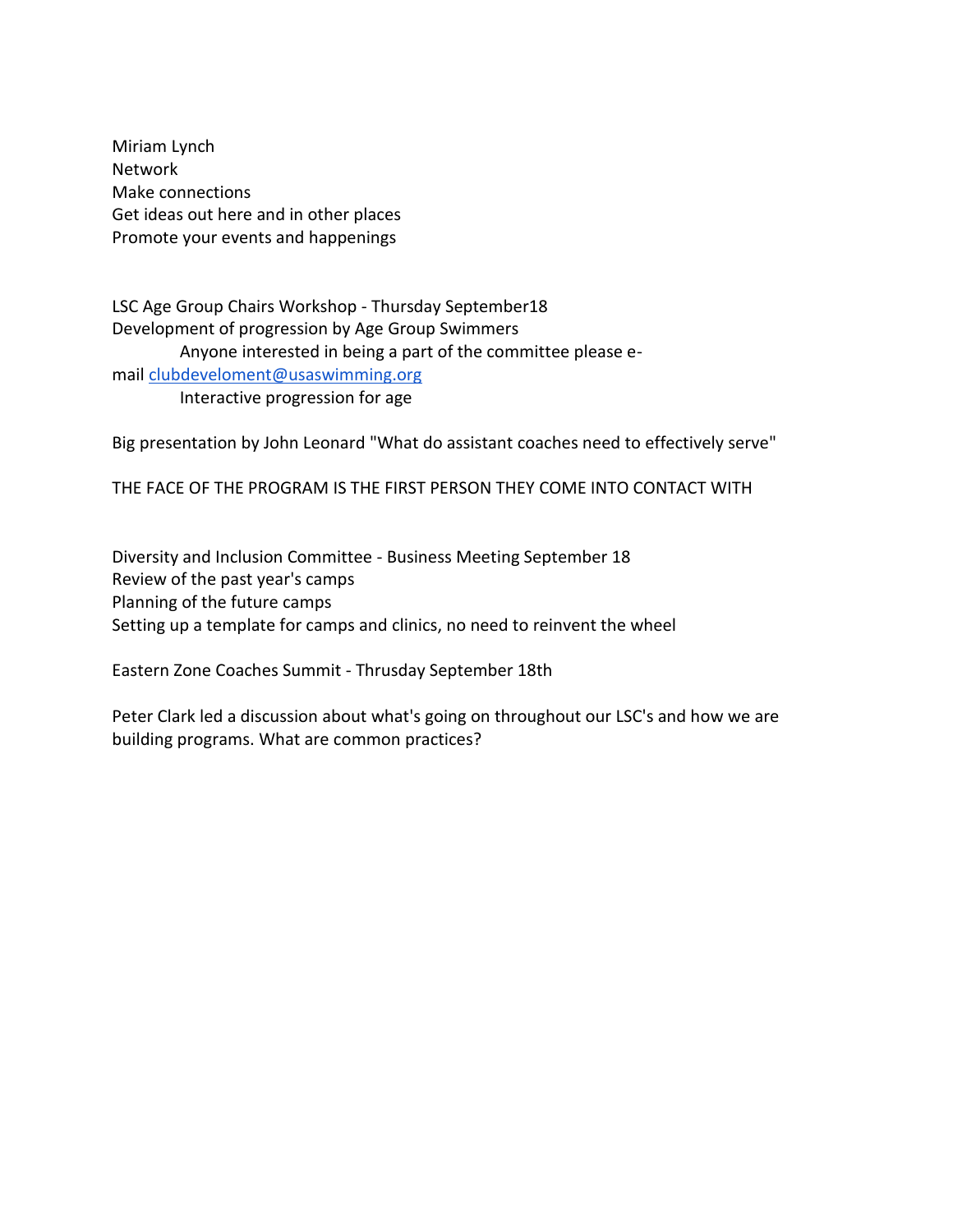Miriam Lynch
Network
Make connections
Get ideas out here and in other places
Promote your events and happenings

LSC Age Group Chairs Workshop - Thursday September18
Development of progression by Age Group Swimmers

Anyone interested in being a part of the committee please e-mail [clubdevelomen t@usaswimming.org](mailto:clubdevelomen t@usaswimming.org)

Interactive progression for age

Big presentation by John Leonard "What do assistant coaches need to effectively serve"

THE FACE OF THE PROGRAM IS THE FIRST PERSON THEY COME INTO CONTACT WITH

Diversity and Inclusion Committee - Business Meeting September 18
Review of the past year's camps
Planning of the future camps
Setting up a template for camps and clinics, no need to reinvent the wheel

Eastern Zone Coaches Summit - Thrusday September 18th

Peter Clark led a discussion about what's going on throughout our LSC's and how we are building programs. What are common practices?